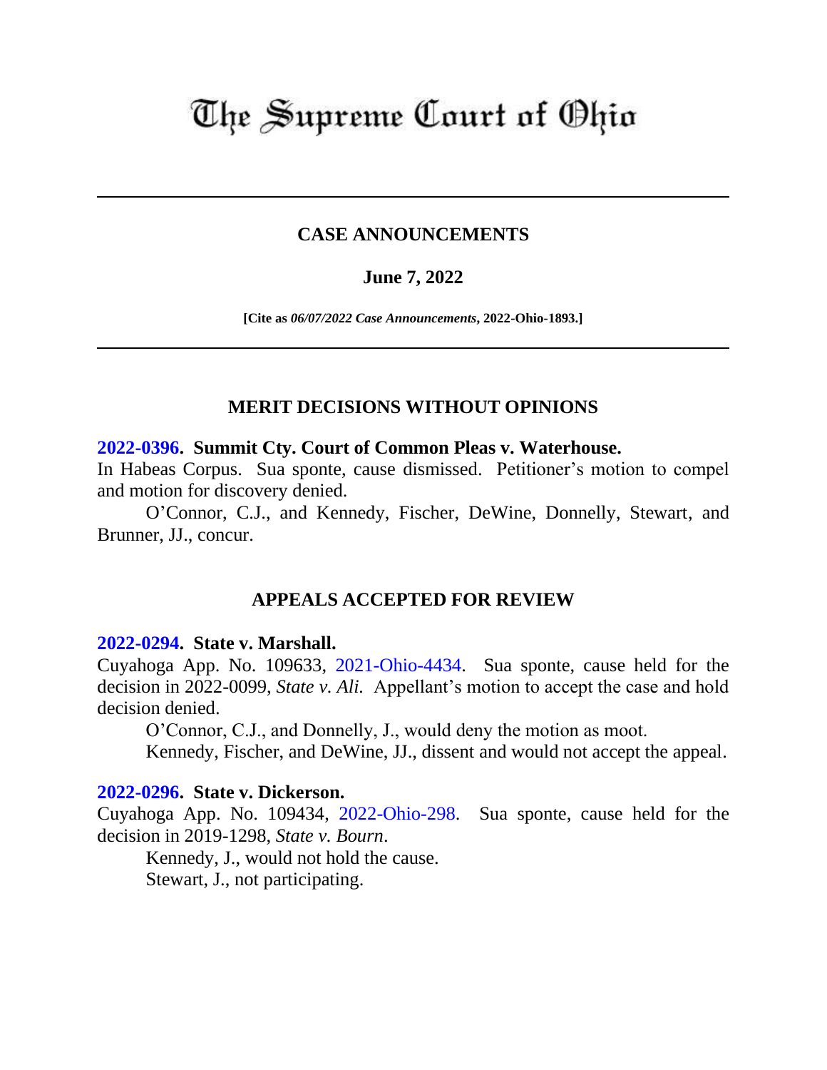# The Supreme Court of Ohio

## CASE ANNOUNCEMENTS

**June 7, 2022**

**[Cite as *06/07/2022 Case Announcements*, 2022-Ohio-1893.]**

### MERIT DECISIONS WITHOUT OPINIONS

**2022-0396. Summit Cty. Court of Common Pleas v. Waterhouse.**
In Habeas Corpus. Sua sponte, cause dismissed. Petitioner's motion to compel and motion for discovery denied.

O'Connor, C.J., and Kennedy, Fischer, DeWine, Donnelly, Stewart, and Brunner, JJ., concur.

### APPEALS ACCEPTED FOR REVIEW

**2022-0294. State v. Marshall.**
Cuyahoga App. No. 109633, 2021-Ohio-4434. Sua sponte, cause held for the decision in 2022-0099, *State v. Ali.* Appellant's motion to accept the case and hold decision denied.

O'Connor, C.J., and Donnelly, J., would deny the motion as moot.

Kennedy, Fischer, and DeWine, JJ., dissent and would not accept the appeal.

**2022-0296. State v. Dickerson.**
Cuyahoga App. No. 109434, 2022-Ohio-298. Sua sponte, cause held for the decision in 2019-1298, *State v. Bourn*.

Kennedy, J., would not hold the cause.

Stewart, J., not participating.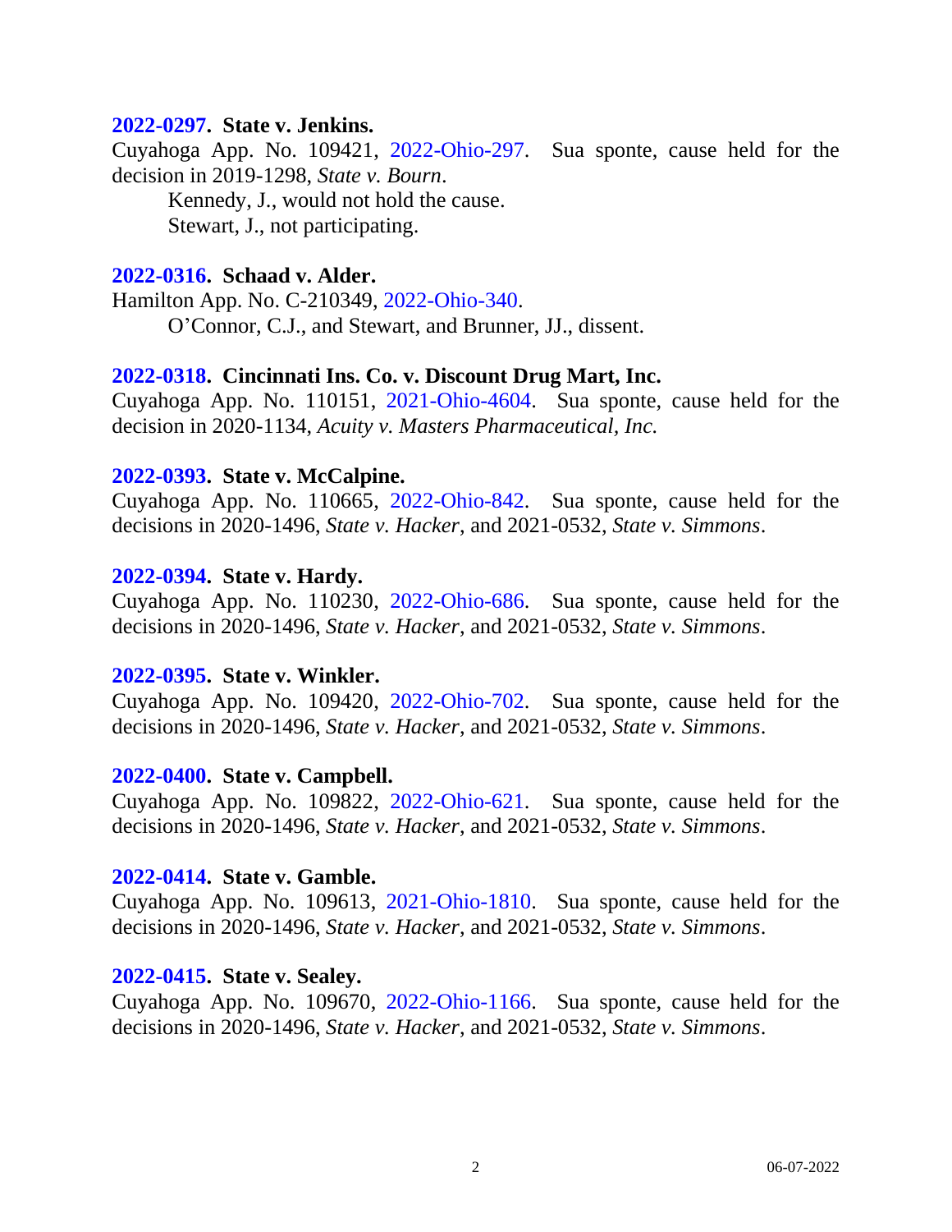**2022-0297. State v. Jenkins.**
Cuyahoga App. No. 109421, 2022-Ohio-297. Sua sponte, cause held for the decision in 2019-1298, *State v. Bourn*.

Kennedy, J., would not hold the cause.
Stewart, J., not participating.

**2022-0316. Schaad v. Alder.**
Hamilton App. No. C-210349, 2022-Ohio-340.

O'Connor, C.J., and Stewart, and Brunner, JJ., dissent.

**2022-0318. Cincinnati Ins. Co. v. Discount Drug Mart, Inc.**
Cuyahoga App. No. 110151, 2021-Ohio-4604. Sua sponte, cause held for the decision in 2020-1134, *Acuity v. Masters Pharmaceutical, Inc.*

**2022-0393. State v. McCalpine.**
Cuyahoga App. No. 110665, 2022-Ohio-842. Sua sponte, cause held for the decisions in 2020-1496, *State v. Hacker*, and 2021-0532, *State v. Simmons*.

**2022-0394. State v. Hardy.**
Cuyahoga App. No. 110230, 2022-Ohio-686. Sua sponte, cause held for the decisions in 2020-1496, *State v. Hacker*, and 2021-0532, *State v. Simmons*.

**2022-0395. State v. Winkler.**
Cuyahoga App. No. 109420, 2022-Ohio-702. Sua sponte, cause held for the decisions in 2020-1496, *State v. Hacker*, and 2021-0532, *State v. Simmons*.

**2022-0400. State v. Campbell.**
Cuyahoga App. No. 109822, 2022-Ohio-621. Sua sponte, cause held for the decisions in 2020-1496, *State v. Hacker*, and 2021-0532, *State v. Simmons*.

**2022-0414. State v. Gamble.**
Cuyahoga App. No. 109613, 2021-Ohio-1810. Sua sponte, cause held for the decisions in 2020-1496, *State v. Hacker*, and 2021-0532, *State v. Simmons*.

**2022-0415. State v. Sealey.**
Cuyahoga App. No. 109670, 2022-Ohio-1166. Sua sponte, cause held for the decisions in 2020-1496, *State v. Hacker*, and 2021-0532, *State v. Simmons*.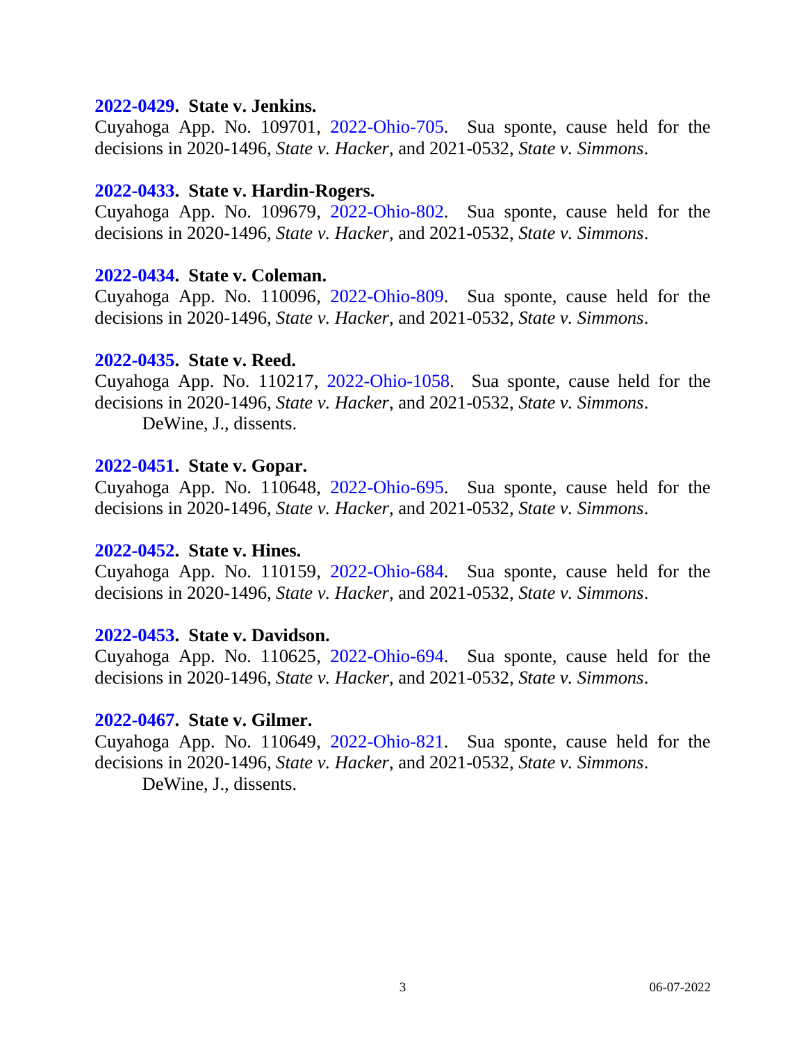**2022-0429. State v. Jenkins.**
Cuyahoga App. No. 109701, 2022-Ohio-705. Sua sponte, cause held for the decisions in 2020-1496, *State v. Hacker*, and 2021-0532, *State v. Simmons*.

**2022-0433. State v. Hardin-Rogers.**
Cuyahoga App. No. 109679, 2022-Ohio-802. Sua sponte, cause held for the decisions in 2020-1496, *State v. Hacker*, and 2021-0532, *State v. Simmons*.

**2022-0434. State v. Coleman.**
Cuyahoga App. No. 110096, 2022-Ohio-809. Sua sponte, cause held for the decisions in 2020-1496, *State v. Hacker*, and 2021-0532, *State v. Simmons*.

**2022-0435. State v. Reed.**
Cuyahoga App. No. 110217, 2022-Ohio-1058. Sua sponte, cause held for the decisions in 2020-1496, *State v. Hacker*, and 2021-0532, *State v. Simmons*.
DeWine, J., dissents.

**2022-0451. State v. Gopar.**
Cuyahoga App. No. 110648, 2022-Ohio-695. Sua sponte, cause held for the decisions in 2020-1496, *State v. Hacker*, and 2021-0532, *State v. Simmons*.

**2022-0452. State v. Hines.**
Cuyahoga App. No. 110159, 2022-Ohio-684. Sua sponte, cause held for the decisions in 2020-1496, *State v. Hacker*, and 2021-0532, *State v. Simmons*.

**2022-0453. State v. Davidson.**
Cuyahoga App. No. 110625, 2022-Ohio-694. Sua sponte, cause held for the decisions in 2020-1496, *State v. Hacker*, and 2021-0532, *State v. Simmons*.

**2022-0467. State v. Gilmer.**
Cuyahoga App. No. 110649, 2022-Ohio-821. Sua sponte, cause held for the decisions in 2020-1496, *State v. Hacker*, and 2021-0532, *State v. Simmons*.
DeWine, J., dissents.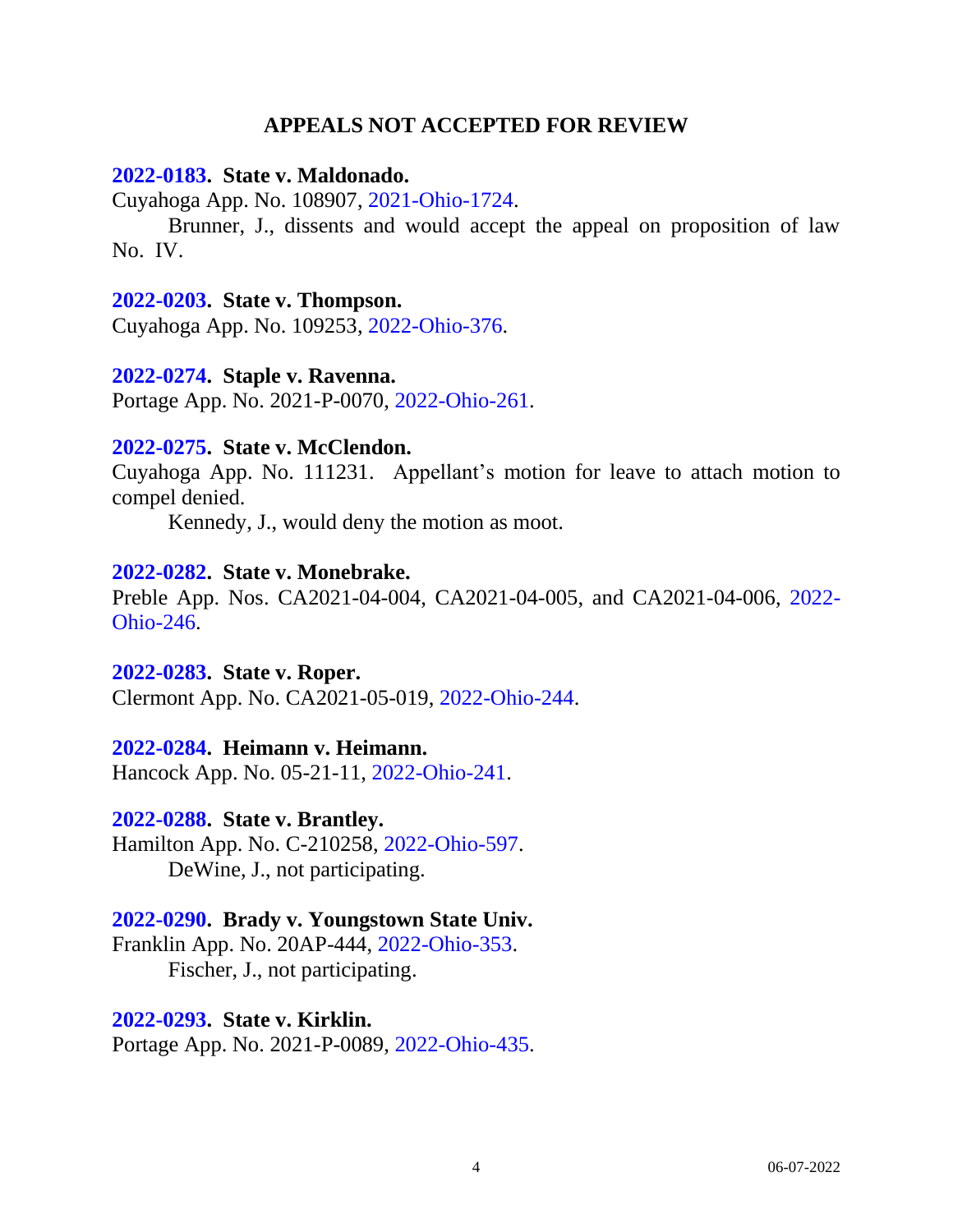## APPEALS NOT ACCEPTED FOR REVIEW

**2022-0183. State v. Maldonado.**
Cuyahoga App. No. 108907, 2021-Ohio-1724.

Brunner, J., dissents and would accept the appeal on proposition of law No. IV.

**2022-0203. State v. Thompson.**
Cuyahoga App. No. 109253, 2022-Ohio-376.

**2022-0274. Staple v. Ravenna.**
Portage App. No. 2021-P-0070, 2022-Ohio-261.

**2022-0275. State v. McClendon.**
Cuyahoga App. No. 111231. Appellant's motion for leave to attach motion to compel denied.

Kennedy, J., would deny the motion as moot.

**2022-0282. State v. Monebrake.**
Preble App. Nos. CA2021-04-004, CA2021-04-005, and CA2021-04-006, 2022-Ohio-246.

**2022-0283. State v. Roper.**
Clermont App. No. CA2021-05-019, 2022-Ohio-244.

**2022-0284. Heimann v. Heimann.**
Hancock App. No. 05-21-11, 2022-Ohio-241.

**2022-0288. State v. Brantley.**
Hamilton App. No. C-210258, 2022-Ohio-597.

DeWine, J., not participating.

**2022-0290. Brady v. Youngstown State Univ.**
Franklin App. No. 20AP-444, 2022-Ohio-353.

Fischer, J., not participating.

**2022-0293. State v. Kirklin.**
Portage App. No. 2021-P-0089, 2022-Ohio-435.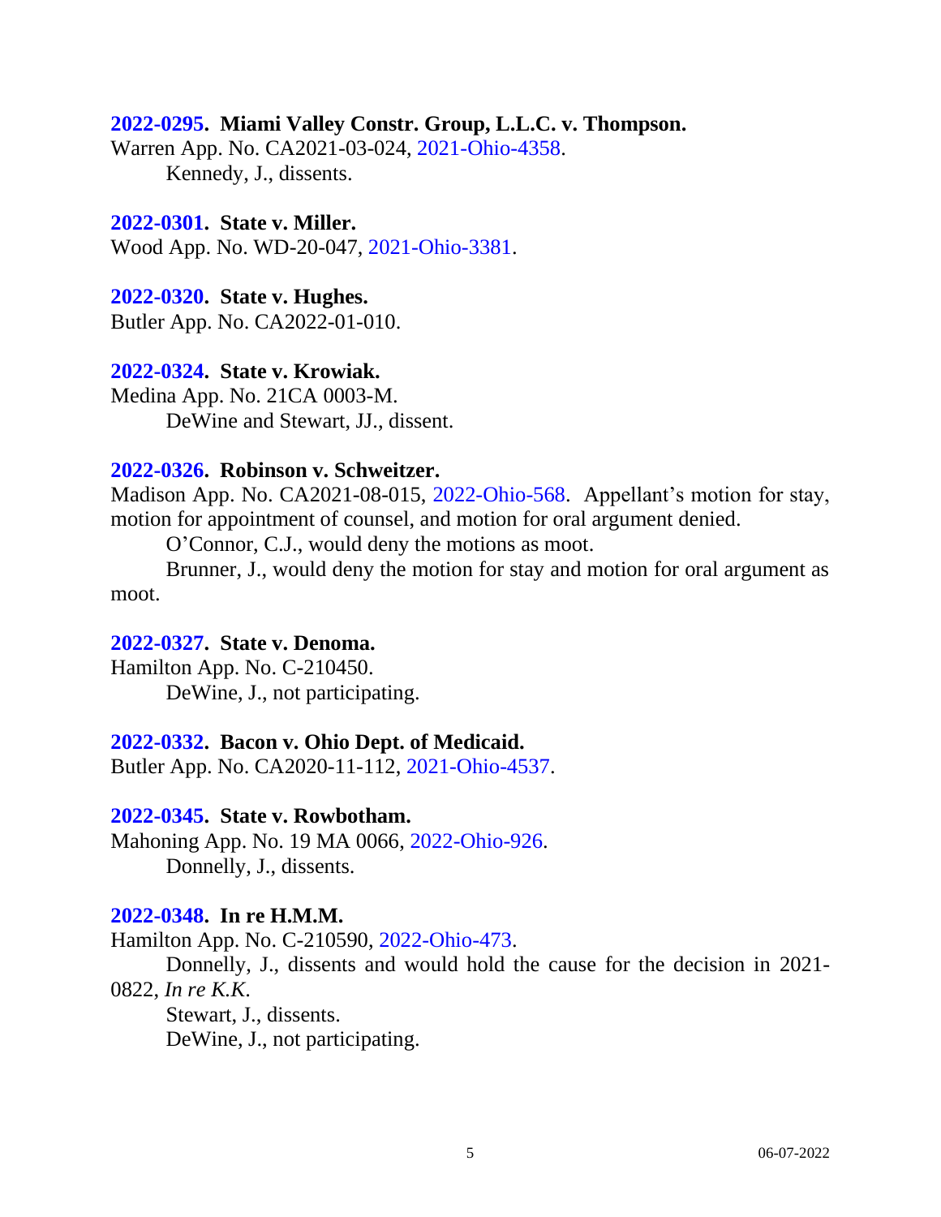**2022-0295. Miami Valley Constr. Group, L.L.C. v. Thompson.**
Warren App. No. CA2021-03-024, 2021-Ohio-4358.
Kennedy, J., dissents.

**2022-0301. State v. Miller.**
Wood App. No. WD-20-047, 2021-Ohio-3381.

**2022-0320. State v. Hughes.**
Butler App. No. CA2022-01-010.

**2022-0324. State v. Krowiak.**
Medina App. No. 21CA 0003-M.
DeWine and Stewart, JJ., dissent.

**2022-0326. Robinson v. Schweitzer.**
Madison App. No. CA2021-08-015, 2022-Ohio-568. Appellant's motion for stay, motion for appointment of counsel, and motion for oral argument denied.
O'Connor, C.J., would deny the motions as moot.
Brunner, J., would deny the motion for stay and motion for oral argument as moot.

**2022-0327. State v. Denoma.**
Hamilton App. No. C-210450.
DeWine, J., not participating.

**2022-0332. Bacon v. Ohio Dept. of Medicaid.**
Butler App. No. CA2020-11-112, 2021-Ohio-4537.

**2022-0345. State v. Rowbotham.**
Mahoning App. No. 19 MA 0066, 2022-Ohio-926.
Donnelly, J., dissents.

**2022-0348. In re H.M.M.**
Hamilton App. No. C-210590, 2022-Ohio-473.
Donnelly, J., dissents and would hold the cause for the decision in 2021-0822, *In re K.K.*
Stewart, J., dissents.
DeWine, J., not participating.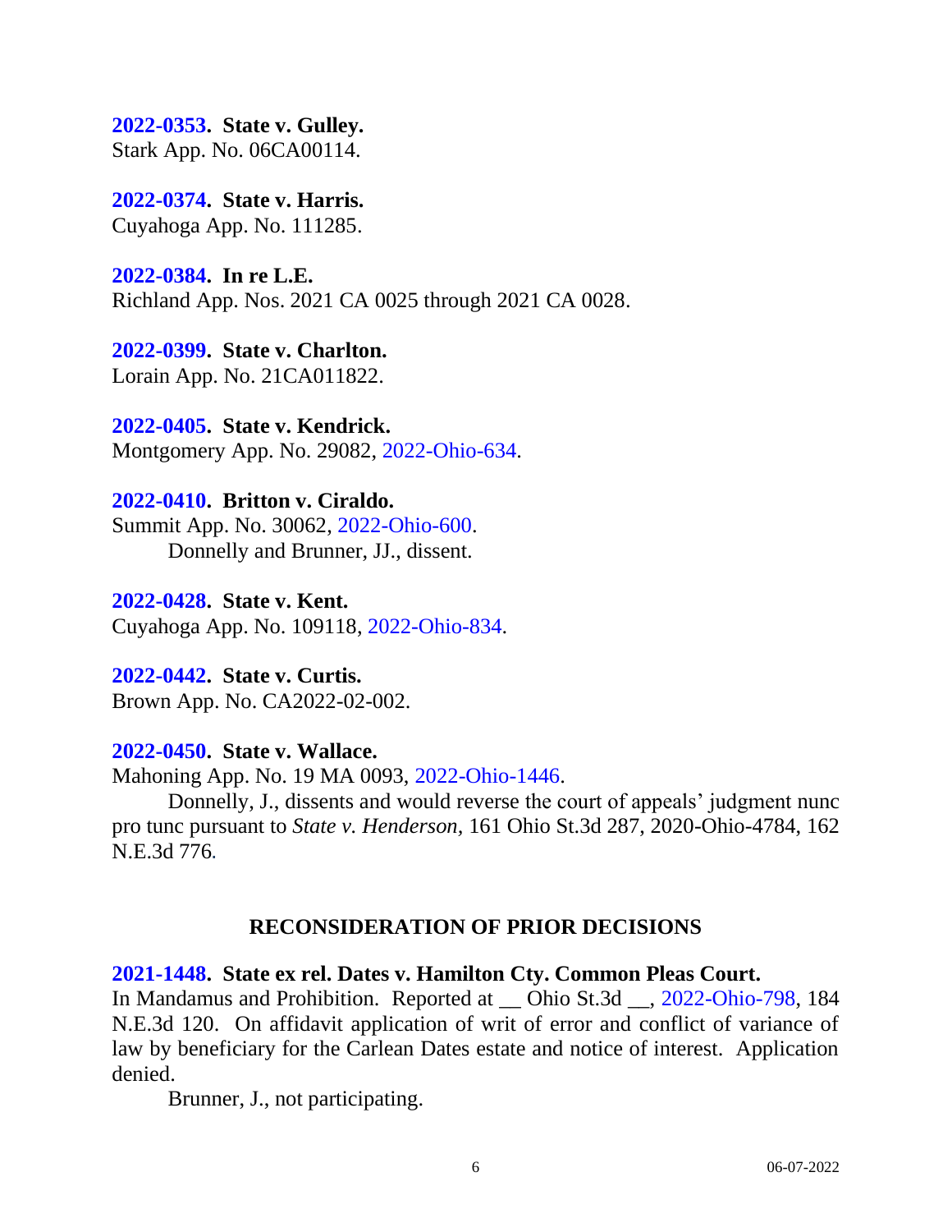**2022-0353. State v. Gulley.**
Stark App. No. 06CA00114.

**2022-0374. State v. Harris.**
Cuyahoga App. No. 111285.

**2022-0384. In re L.E.**
Richland App. Nos. 2021 CA 0025 through 2021 CA 0028.

**2022-0399. State v. Charlton.**
Lorain App. No. 21CA011822.

**2022-0405. State v. Kendrick.**
Montgomery App. No. 29082, 2022-Ohio-634.

**2022-0410. Britton v. Ciraldo.**
Summit App. No. 30062, 2022-Ohio-600.

Donnelly and Brunner, JJ., dissent.

**2022-0428. State v. Kent.**
Cuyahoga App. No. 109118, 2022-Ohio-834.

**2022-0442. State v. Curtis.**
Brown App. No. CA2022-02-002.

**2022-0450. State v. Wallace.**
Mahoning App. No. 19 MA 0093, 2022-Ohio-1446.

Donnelly, J., dissents and would reverse the court of appeals' judgment nunc pro tunc pursuant to *State v. Henderson*, 161 Ohio St.3d 287, 2020-Ohio-4784, 162 N.E.3d 776.

## RECONSIDERATION OF PRIOR DECISIONS

**2021-1448. State ex rel. Dates v. Hamilton Cty. Common Pleas Court.**
In Mandamus and Prohibition. Reported at __ Ohio St.3d __, 2022-Ohio-798, 184 N.E.3d 120. On affidavit application of writ of error and conflict of variance of law by beneficiary for the Carlean Dates estate and notice of interest. Application denied.

Brunner, J., not participating.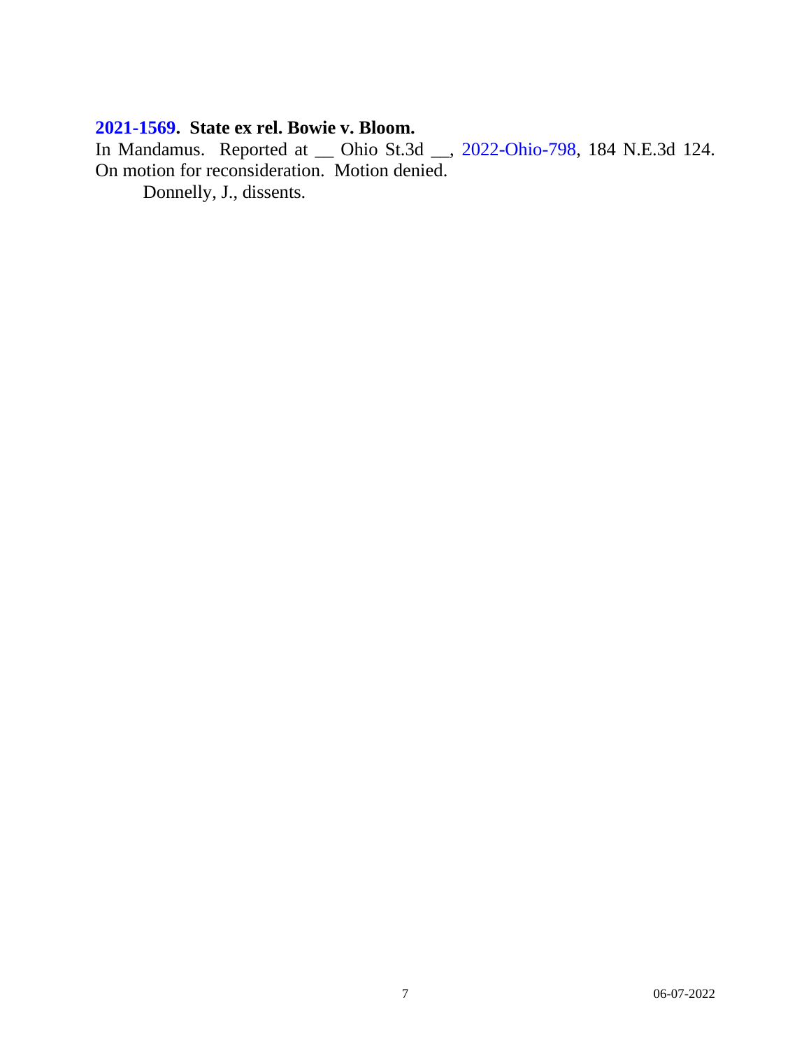**2021-1569. State ex rel. Bowie v. Bloom.**

In Mandamus. Reported at __ Ohio St.3d __, 2022-Ohio-798, 184 N.E.3d 124. On motion for reconsideration. Motion denied.

Donnelly, J., dissents.